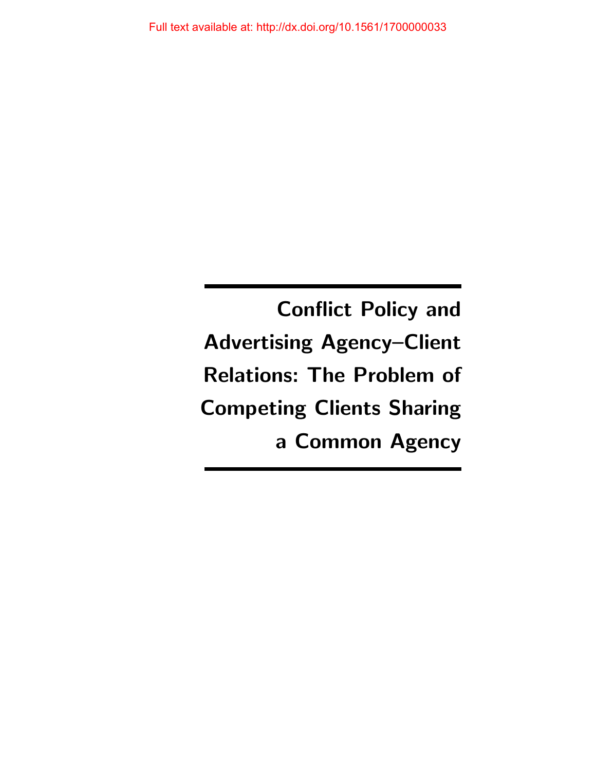Full text available at: http://dx.doi.org/10.1561/1700000033

# Conflict Policy and Advertising Agency–Client Relations: The Problem of Competing Clients Sharing a Common Agency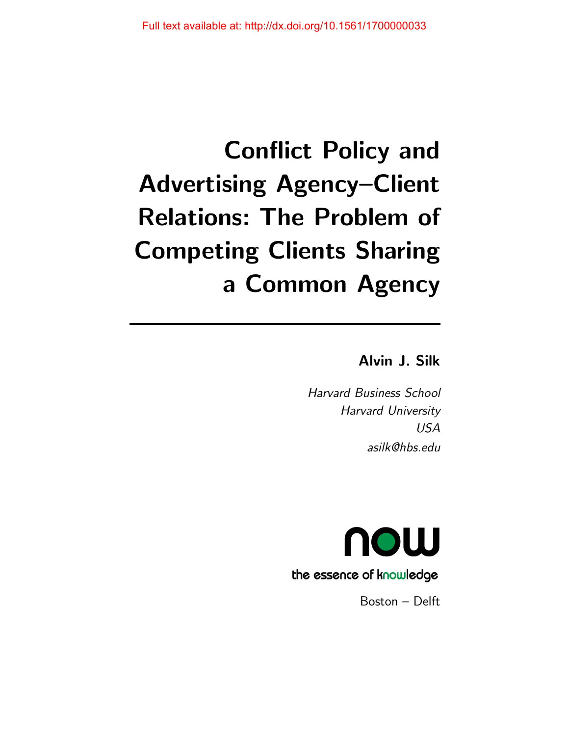Full text available at: http://dx.doi.org/10.1561/1700000033

# Conflict Policy and Advertising Agency–Client Relations: The Problem of Competing Clients Sharing a Common Agency

**Alvin J. Silk**

*Harvard Business School*
*Harvard University*
*USA*
*asilk@hbs.edu*

now
the essence of knowledge

Boston – Delft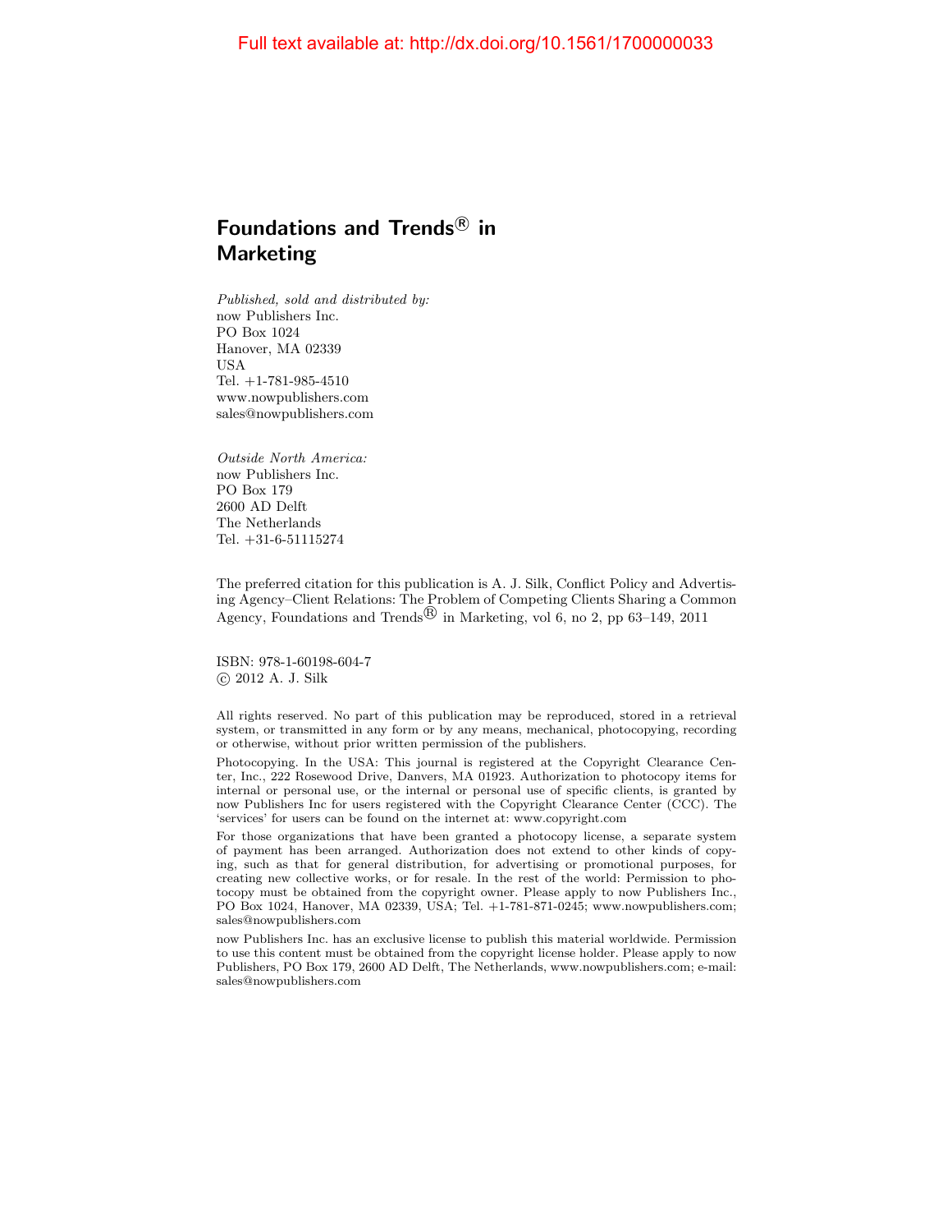Full text available at: http://dx.doi.org/10.1561/1700000033

# Foundations and Trends® in Marketing

*Published, sold and distributed by:*
now Publishers Inc.
PO Box 1024
Hanover, MA 02339
USA
Tel. +1-781-985-4510
www.nowpublishers.com
sales@nowpublishers.com

*Outside North America:*
now Publishers Inc.
PO Box 179
2600 AD Delft
The Netherlands
Tel. +31-6-51115274

The preferred citation for this publication is A. J. Silk, Conflict Policy and Advertising Agency–Client Relations: The Problem of Competing Clients Sharing a Common Agency, Foundations and Trends® in Marketing, vol 6, no 2, pp 63–149, 2011

ISBN: 978-1-60198-604-7
© 2012 A. J. Silk

All rights reserved. No part of this publication may be reproduced, stored in a retrieval system, or transmitted in any form or by any means, mechanical, photocopying, recording or otherwise, without prior written permission of the publishers.

Photocopying. In the USA: This journal is registered at the Copyright Clearance Center, Inc., 222 Rosewood Drive, Danvers, MA 01923. Authorization to photocopy items for internal or personal use, or the internal or personal use of specific clients, is granted by now Publishers Inc for users registered with the Copyright Clearance Center (CCC). The 'services' for users can be found on the internet at: www.copyright.com

For those organizations that have been granted a photocopy license, a separate system of payment has been arranged. Authorization does not extend to other kinds of copying, such as that for general distribution, for advertising or promotional purposes, for creating new collective works, or for resale. In the rest of the world: Permission to photocopy must be obtained from the copyright owner. Please apply to now Publishers Inc., PO Box 1024, Hanover, MA 02339, USA; Tel. +1-781-871-0245; www.nowpublishers.com; sales@nowpublishers.com

now Publishers Inc. has an exclusive license to publish this material worldwide. Permission to use this content must be obtained from the copyright license holder. Please apply to now Publishers, PO Box 179, 2600 AD Delft, The Netherlands, www.nowpublishers.com; e-mail: sales@nowpublishers.com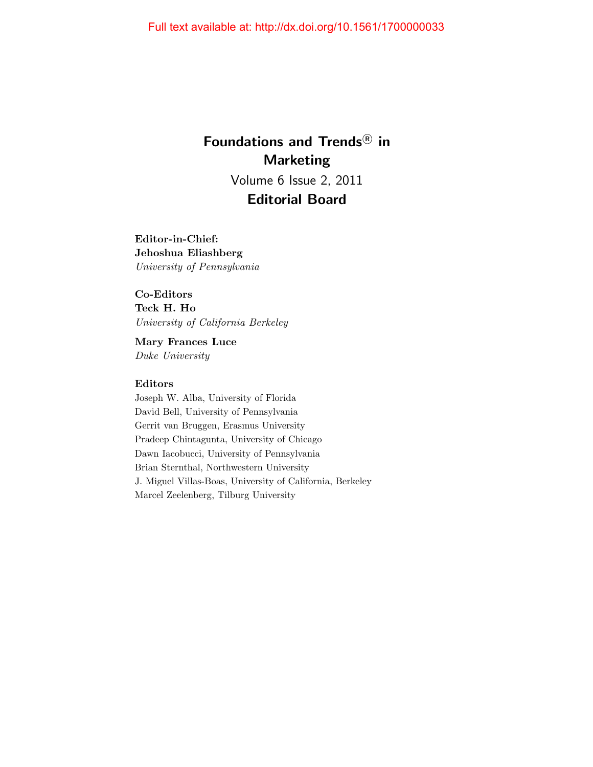# Foundations and Trends® in Marketing

Volume 6 Issue 2, 2011

## Editorial Board

**Editor-in-Chief:**
**Jehoshua Eliashberg**
*University of Pennsylvania*

**Co-Editors**
**Teck H. Ho**
*University of California Berkeley*

**Mary Frances Luce**
*Duke University*

**Editors**

Joseph W. Alba, University of Florida
David Bell, University of Pennsylvania
Gerrit van Bruggen, Erasmus University
Pradeep Chintagunta, University of Chicago
Dawn Iacobucci, University of Pennsylvania
Brian Sternthal, Northwestern University
J. Miguel Villas-Boas, University of California, Berkeley
Marcel Zeelenberg, Tilburg University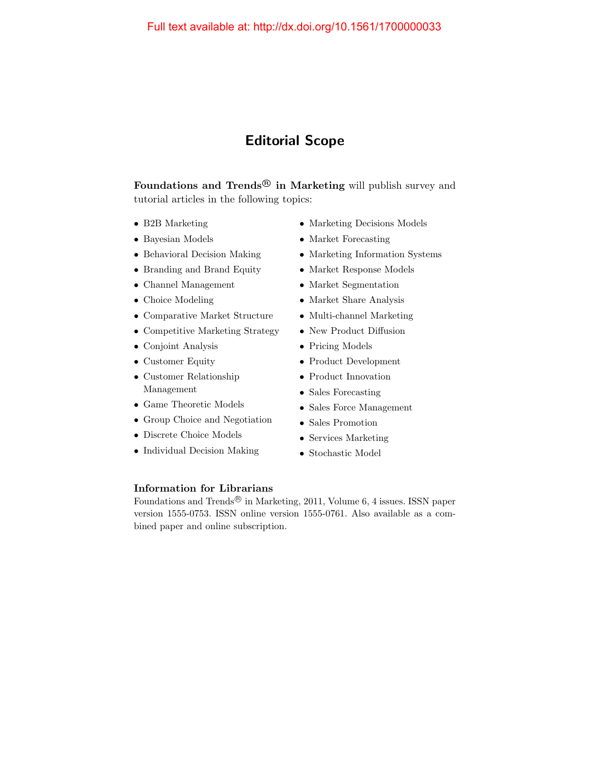# Editorial Scope

**Foundations and Trends® in Marketing** will publish survey and tutorial articles in the following topics:

- B2B Marketing
- Bayesian Models
- Behavioral Decision Making
- Branding and Brand Equity
- Channel Management
- Choice Modeling
- Comparative Market Structure
- Competitive Marketing Strategy
- Conjoint Analysis
- Customer Equity
- Customer Relationship Management
- Game Theoretic Models
- Group Choice and Negotiation
- Discrete Choice Models
- Individual Decision Making
- Marketing Decisions Models
- Market Forecasting
- Marketing Information Systems
- Market Response Models
- Market Segmentation
- Market Share Analysis
- Multi-channel Marketing
- New Product Diffusion
- Pricing Models
- Product Development
- Product Innovation
- Sales Forecasting
- Sales Force Management
- Sales Promotion
- Services Marketing
- Stochastic Model

### Information for Librarians

Foundations and Trends® in Marketing, 2011, Volume 6, 4 issues. ISSN paper version 1555-0753. ISSN online version 1555-0761. Also available as a combined paper and online subscription.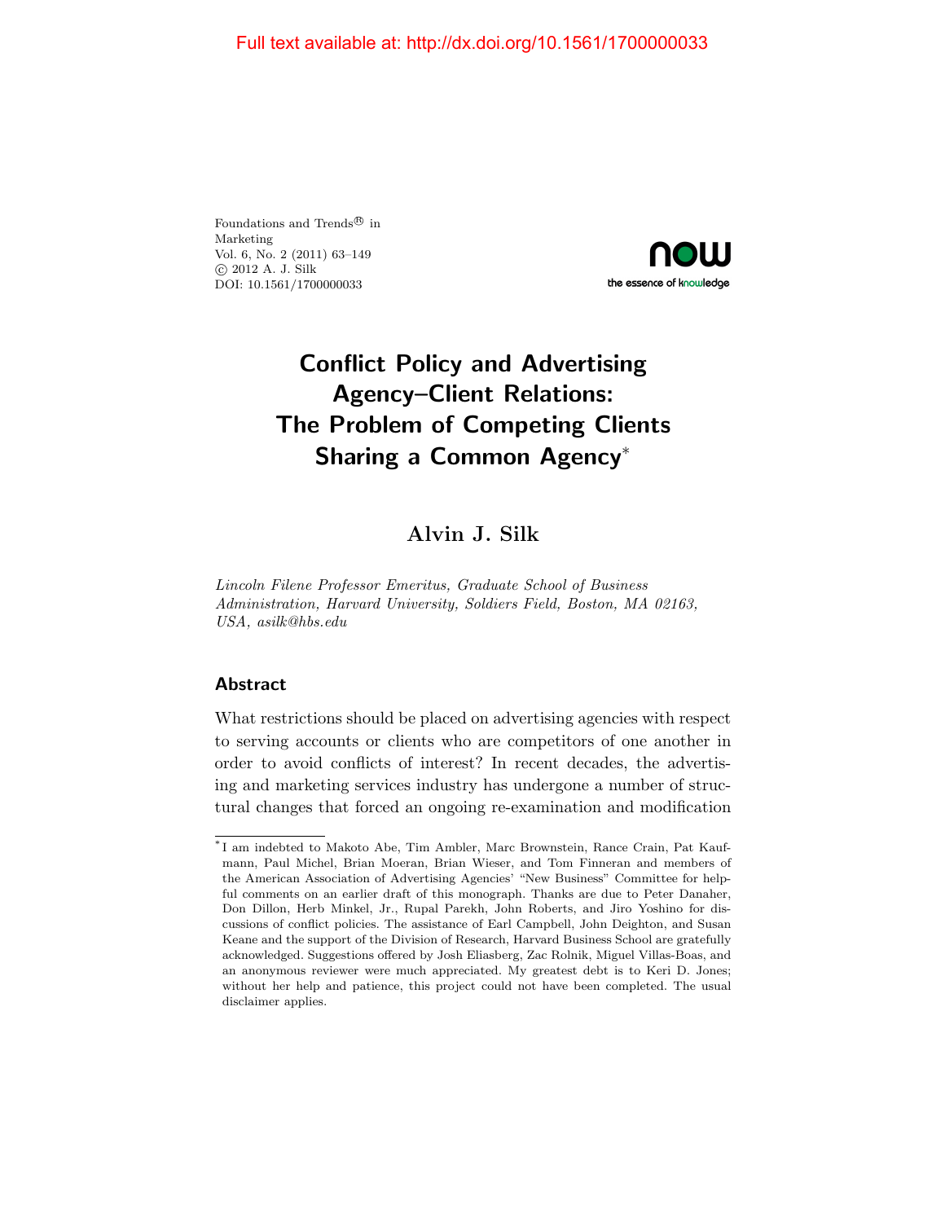Full text available at: http://dx.doi.org/10.1561/1700000033

Foundations and Trends® in Marketing
Vol. 6, No. 2 (2011) 63–149
© 2012 A. J. Silk
DOI: 10.1561/1700000033

# Conflict Policy and Advertising Agency–Client Relations: The Problem of Competing Clients Sharing a Common Agency*

**Alvin J. Silk**

*Lincoln Filene Professor Emeritus, Graduate School of Business Administration, Harvard University, Soldiers Field, Boston, MA 02163, USA, asilk@hbs.edu*

## Abstract

What restrictions should be placed on advertising agencies with respect to serving accounts or clients who are competitors of one another in order to avoid conflicts of interest? In recent decades, the advertising and marketing services industry has undergone a number of structural changes that forced an ongoing re-examination and modification

*I am indebted to Makoto Abe, Tim Ambler, Marc Brownstein, Rance Crain, Pat Kaufmann, Paul Michel, Brian Moeran, Brian Wieser, and Tom Finneran and members of the American Association of Advertising Agencies' "New Business" Committee for helpful comments on an earlier draft of this monograph. Thanks are due to Peter Danaher, Don Dillon, Herb Minkel, Jr., Rupal Parekh, John Roberts, and Jiro Yoshino for discussions of conflict policies. The assistance of Earl Campbell, John Deighton, and Susan Keane and the support of the Division of Research, Harvard Business School are gratefully acknowledged. Suggestions offered by Josh Eliasberg, Zac Rolnik, Miguel Villas-Boas, and an anonymous reviewer were much appreciated. My greatest debt is to Keri D. Jones; without her help and patience, this project could not have been completed. The usual disclaimer applies.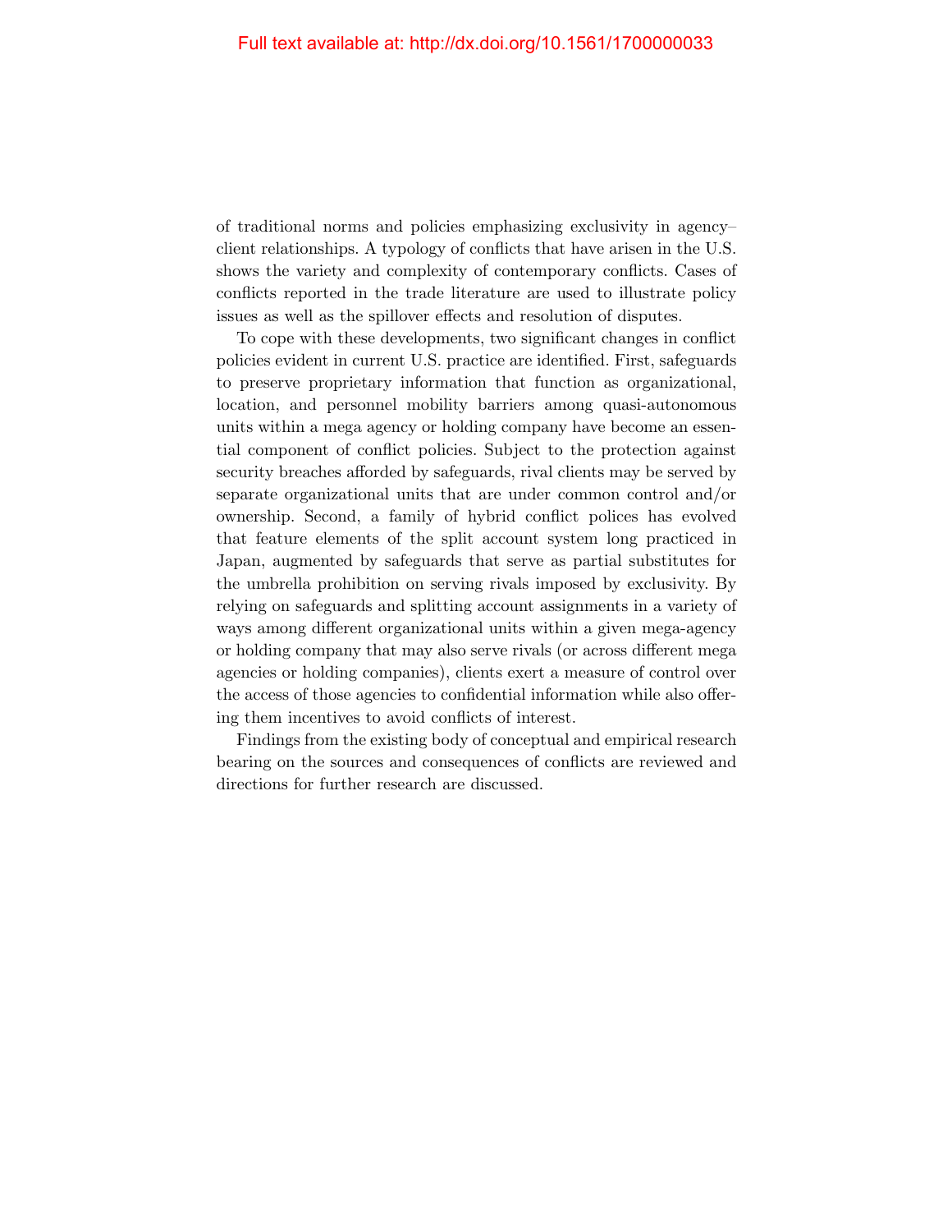of traditional norms and policies emphasizing exclusivity in agency–client relationships. A typology of conflicts that have arisen in the U.S. shows the variety and complexity of contemporary conflicts. Cases of conflicts reported in the trade literature are used to illustrate policy issues as well as the spillover effects and resolution of disputes.

To cope with these developments, two significant changes in conflict policies evident in current U.S. practice are identified. First, safeguards to preserve proprietary information that function as organizational, location, and personnel mobility barriers among quasi-autonomous units within a mega agency or holding company have become an essential component of conflict policies. Subject to the protection against security breaches afforded by safeguards, rival clients may be served by separate organizational units that are under common control and/or ownership. Second, a family of hybrid conflict polices has evolved that feature elements of the split account system long practiced in Japan, augmented by safeguards that serve as partial substitutes for the umbrella prohibition on serving rivals imposed by exclusivity. By relying on safeguards and splitting account assignments in a variety of ways among different organizational units within a given mega-agency or holding company that may also serve rivals (or across different mega agencies or holding companies), clients exert a measure of control over the access of those agencies to confidential information while also offering them incentives to avoid conflicts of interest.

Findings from the existing body of conceptual and empirical research bearing on the sources and consequences of conflicts are reviewed and directions for further research are discussed.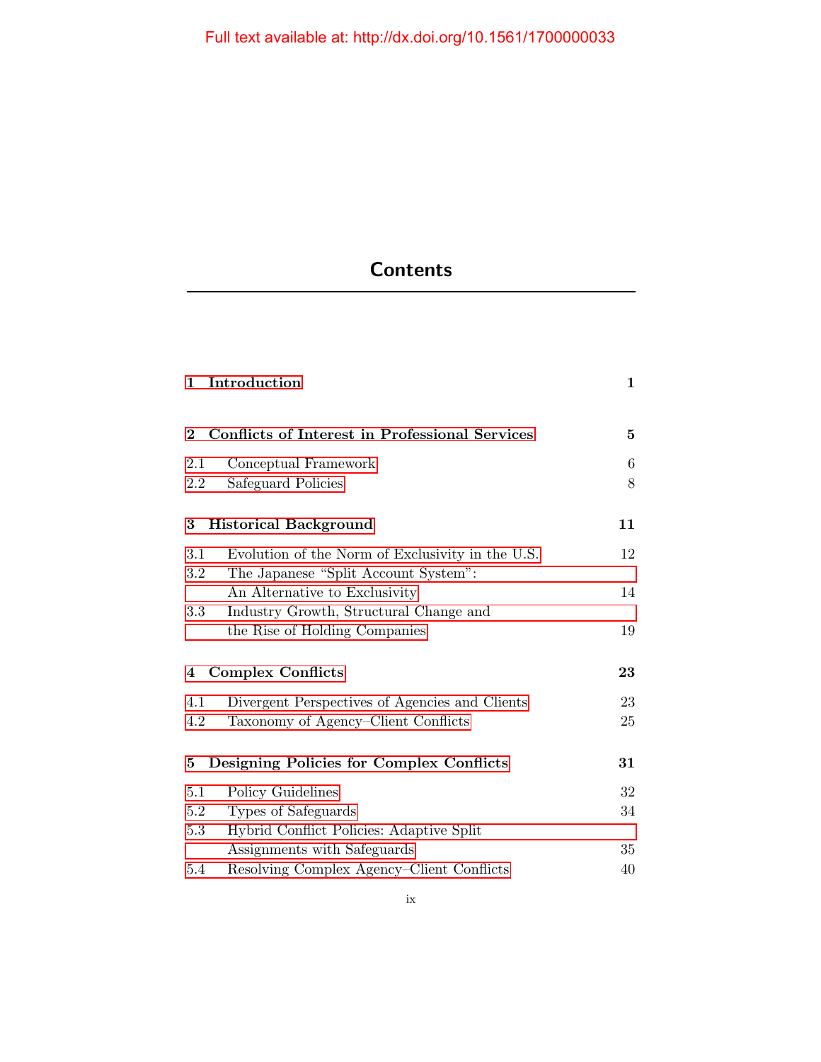# Contents

| | | |
|---|---|---|
| **1** | **Introduction** | **1** |
| **2** | **Conflicts of Interest in Professional Services** | **5** |
| 2.1 | Conceptual Framework | 6 |
| 2.2 | Safeguard Policies | 8 |
| **3** | **Historical Background** | **11** |
| 3.1 | Evolution of the Norm of Exclusivity in the U.S. | 12 |
| 3.2 | The Japanese "Split Account System": An Alternative to Exclusivity | 14 |
| 3.3 | Industry Growth, Structural Change and the Rise of Holding Companies | 19 |
| **4** | **Complex Conflicts** | **23** |
| 4.1 | Divergent Perspectives of Agencies and Clients | 23 |
| 4.2 | Taxonomy of Agency–Client Conflicts | 25 |
| **5** | **Designing Policies for Complex Conflicts** | **31** |
| 5.1 | Policy Guidelines | 32 |
| 5.2 | Types of Safeguards | 34 |
| 5.3 | Hybrid Conflict Policies: Adaptive Split Assignments with Safeguards | 35 |
| 5.4 | Resolving Complex Agency–Client Conflicts | 40 |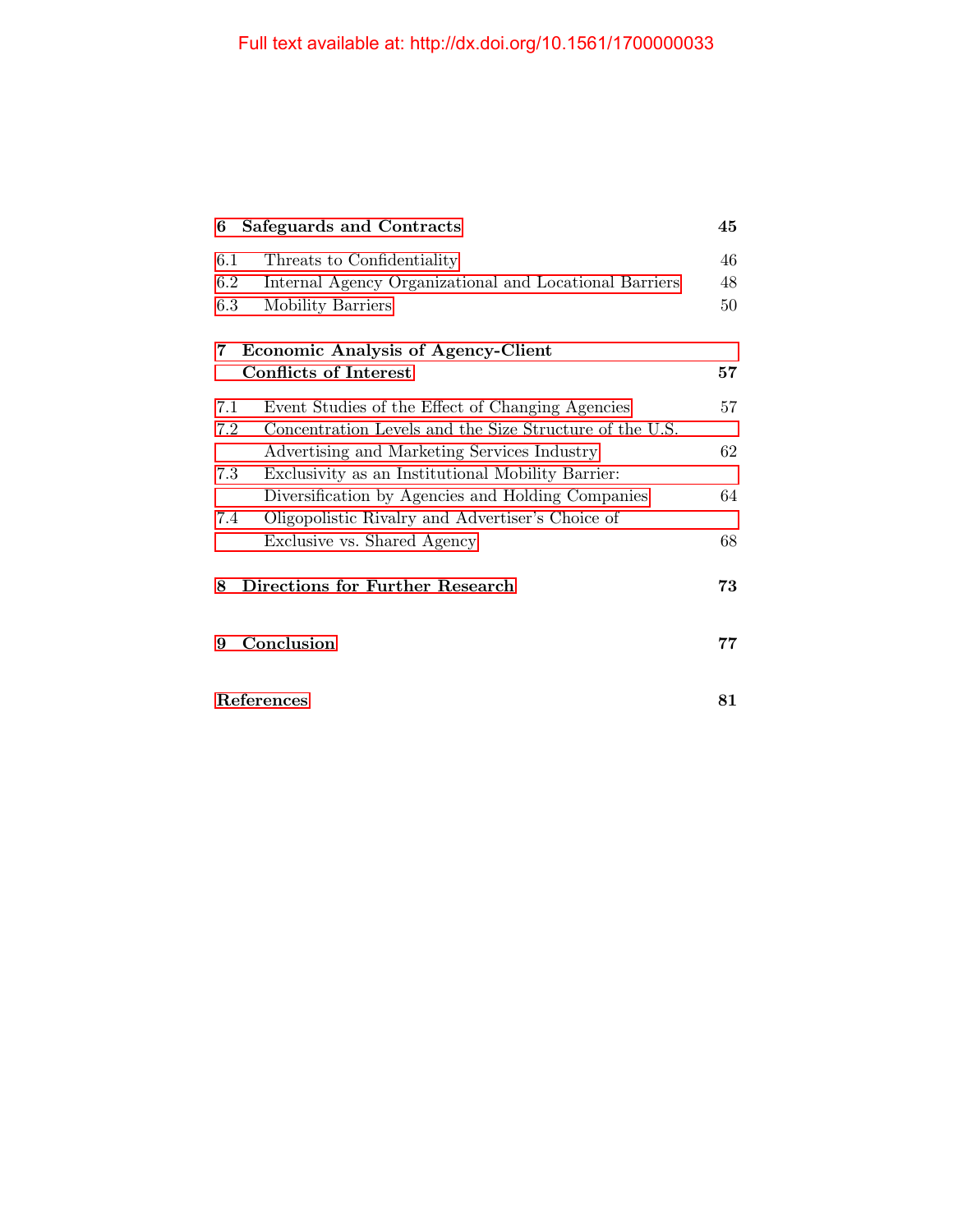**6 Safeguards and Contracts** **45**

6.1 Threats to Confidentiality 46

6.2 Internal Agency Organizational and Locational Barriers 48

6.3 Mobility Barriers 50

**7 Economic Analysis of Agency-Client Conflicts of Interest** **57**

7.1 Event Studies of the Effect of Changing Agencies 57

7.2 Concentration Levels and the Size Structure of the U.S. Advertising and Marketing Services Industry 62

7.3 Exclusivity as an Institutional Mobility Barrier: Diversification by Agencies and Holding Companies 64

7.4 Oligopolistic Rivalry and Advertiser's Choice of Exclusive vs. Shared Agency 68

**8 Directions for Further Research** **73**

**9 Conclusion** **77**

**References** **81**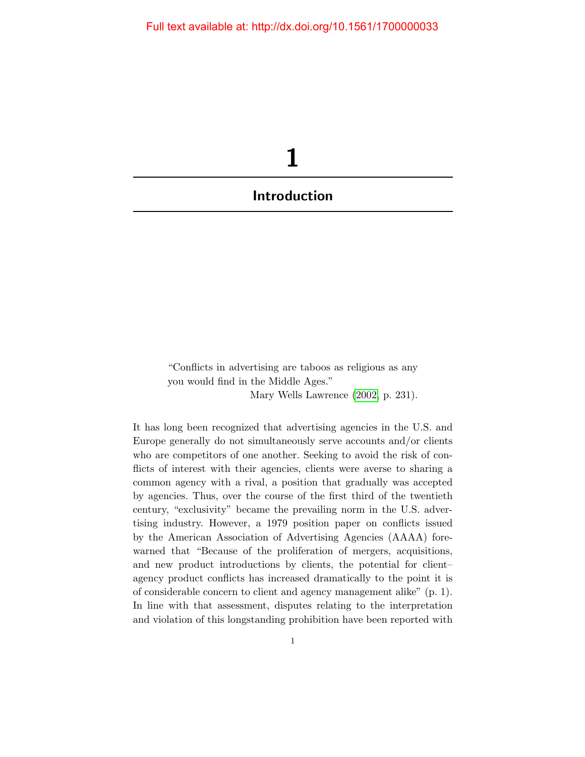# 1

## Introduction

> "Conflicts in advertising are taboos as religious as any you would find in the Middle Ages."
>
> Mary Wells Lawrence (2002, p. 231).

It has long been recognized that advertising agencies in the U.S. and Europe generally do not simultaneously serve accounts and/or clients who are competitors of one another. Seeking to avoid the risk of conflicts of interest with their agencies, clients were averse to sharing a common agency with a rival, a position that gradually was accepted by agencies. Thus, over the course of the first third of the twentieth century, "exclusivity" became the prevailing norm in the U.S. advertising industry. However, a 1979 position paper on conflicts issued by the American Association of Advertising Agencies (AAAA) forewarned that "Because of the proliferation of mergers, acquisitions, and new product introductions by clients, the potential for client–agency product conflicts has increased dramatically to the point it is of considerable concern to client and agency management alike" (p. 1). In line with that assessment, disputes relating to the interpretation and violation of this longstanding prohibition have been reported with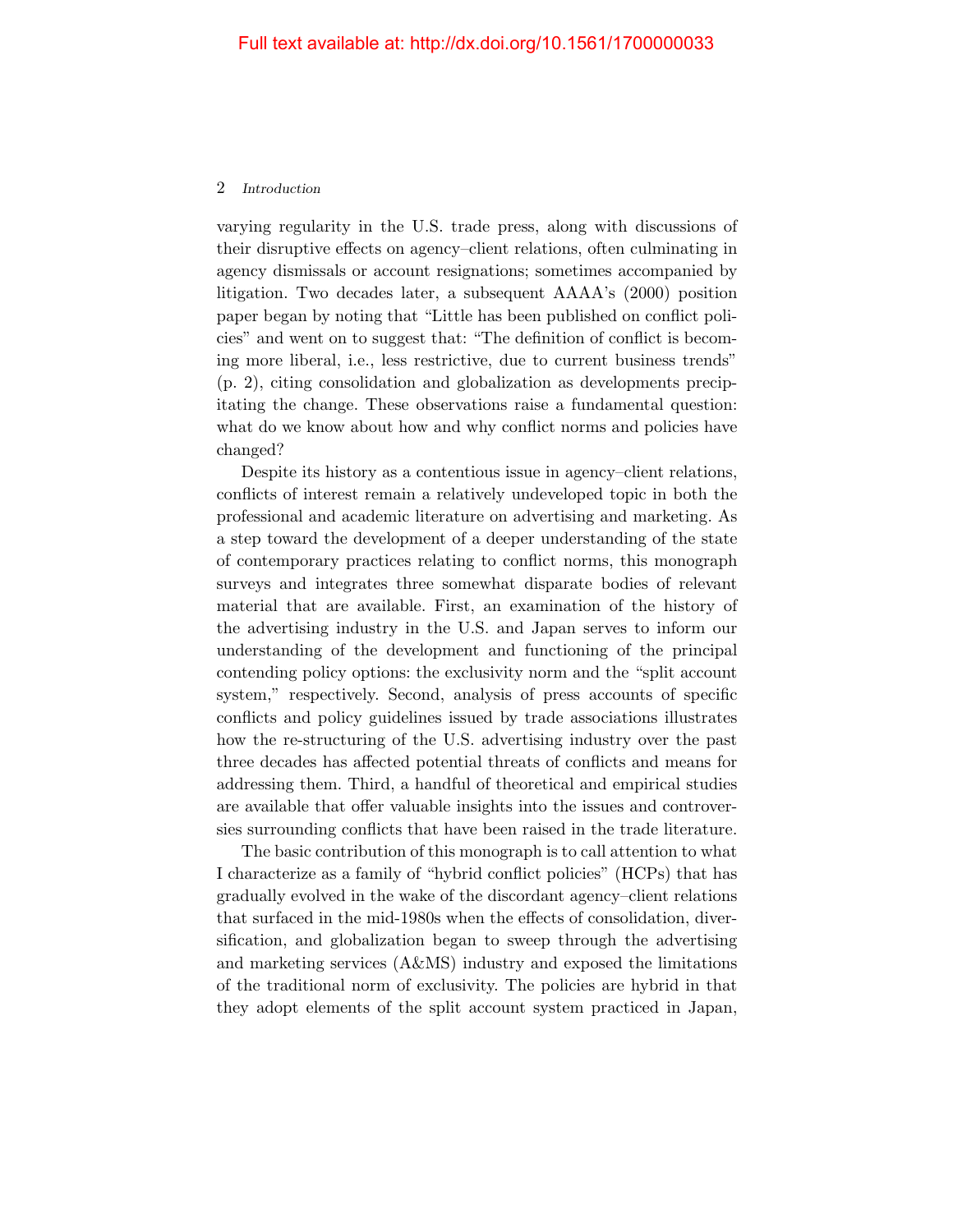varying regularity in the U.S. trade press, along with discussions of their disruptive effects on agency–client relations, often culminating in agency dismissals or account resignations; sometimes accompanied by litigation. Two decades later, a subsequent AAAA's (2000) position paper began by noting that "Little has been published on conflict policies" and went on to suggest that: "The definition of conflict is becoming more liberal, i.e., less restrictive, due to current business trends" (p. 2), citing consolidation and globalization as developments precipitating the change. These observations raise a fundamental question: what do we know about how and why conflict norms and policies have changed?

Despite its history as a contentious issue in agency–client relations, conflicts of interest remain a relatively undeveloped topic in both the professional and academic literature on advertising and marketing. As a step toward the development of a deeper understanding of the state of contemporary practices relating to conflict norms, this monograph surveys and integrates three somewhat disparate bodies of relevant material that are available. First, an examination of the history of the advertising industry in the U.S. and Japan serves to inform our understanding of the development and functioning of the principal contending policy options: the exclusivity norm and the "split account system," respectively. Second, analysis of press accounts of specific conflicts and policy guidelines issued by trade associations illustrates how the re-structuring of the U.S. advertising industry over the past three decades has affected potential threats of conflicts and means for addressing them. Third, a handful of theoretical and empirical studies are available that offer valuable insights into the issues and controversies surrounding conflicts that have been raised in the trade literature.

The basic contribution of this monograph is to call attention to what I characterize as a family of "hybrid conflict policies" (HCPs) that has gradually evolved in the wake of the discordant agency–client relations that surfaced in the mid-1980s when the effects of consolidation, diversification, and globalization began to sweep through the advertising and marketing services (A&MS) industry and exposed the limitations of the traditional norm of exclusivity. The policies are hybrid in that they adopt elements of the split account system practiced in Japan,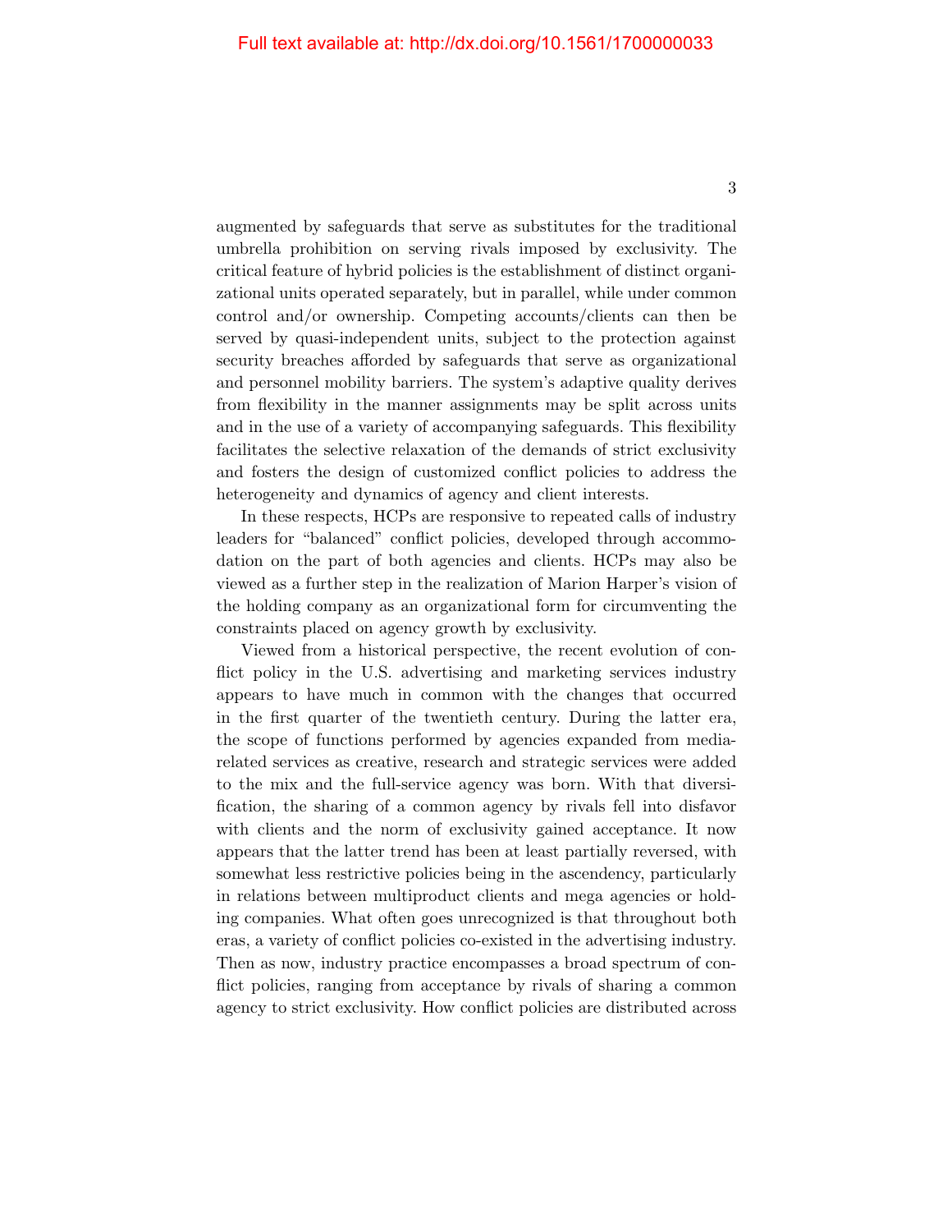augmented by safeguards that serve as substitutes for the traditional umbrella prohibition on serving rivals imposed by exclusivity. The critical feature of hybrid policies is the establishment of distinct organizational units operated separately, but in parallel, while under common control and/or ownership. Competing accounts/clients can then be served by quasi-independent units, subject to the protection against security breaches afforded by safeguards that serve as organizational and personnel mobility barriers. The system's adaptive quality derives from flexibility in the manner assignments may be split across units and in the use of a variety of accompanying safeguards. This flexibility facilitates the selective relaxation of the demands of strict exclusivity and fosters the design of customized conflict policies to address the heterogeneity and dynamics of agency and client interests.

In these respects, HCPs are responsive to repeated calls of industry leaders for "balanced" conflict policies, developed through accommodation on the part of both agencies and clients. HCPs may also be viewed as a further step in the realization of Marion Harper's vision of the holding company as an organizational form for circumventing the constraints placed on agency growth by exclusivity.

Viewed from a historical perspective, the recent evolution of conflict policy in the U.S. advertising and marketing services industry appears to have much in common with the changes that occurred in the first quarter of the twentieth century. During the latter era, the scope of functions performed by agencies expanded from media-related services as creative, research and strategic services were added to the mix and the full-service agency was born. With that diversification, the sharing of a common agency by rivals fell into disfavor with clients and the norm of exclusivity gained acceptance. It now appears that the latter trend has been at least partially reversed, with somewhat less restrictive policies being in the ascendency, particularly in relations between multiproduct clients and mega agencies or holding companies. What often goes unrecognized is that throughout both eras, a variety of conflict policies co-existed in the advertising industry. Then as now, industry practice encompasses a broad spectrum of conflict policies, ranging from acceptance by rivals of sharing a common agency to strict exclusivity. How conflict policies are distributed across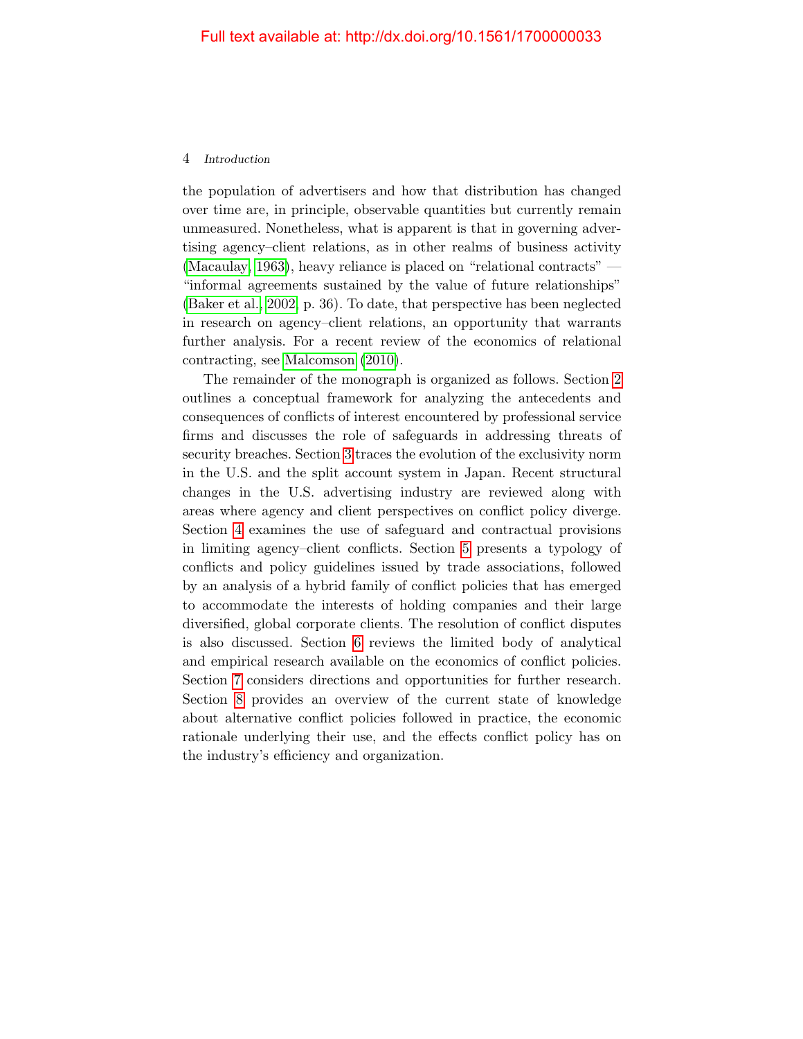the population of advertisers and how that distribution has changed over time are, in principle, observable quantities but currently remain unmeasured. Nonetheless, what is apparent is that in governing advertising agency–client relations, as in other realms of business activity (Macaulay, 1963), heavy reliance is placed on "relational contracts" — "informal agreements sustained by the value of future relationships" (Baker et al., 2002, p. 36). To date, that perspective has been neglected in research on agency–client relations, an opportunity that warrants further analysis. For a recent review of the economics of relational contracting, see Malcomson (2010).

The remainder of the monograph is organized as follows. Section 2 outlines a conceptual framework for analyzing the antecedents and consequences of conflicts of interest encountered by professional service firms and discusses the role of safeguards in addressing threats of security breaches. Section 3 traces the evolution of the exclusivity norm in the U.S. and the split account system in Japan. Recent structural changes in the U.S. advertising industry are reviewed along with areas where agency and client perspectives on conflict policy diverge. Section 4 examines the use of safeguard and contractual provisions in limiting agency–client conflicts. Section 5 presents a typology of conflicts and policy guidelines issued by trade associations, followed by an analysis of a hybrid family of conflict policies that has emerged to accommodate the interests of holding companies and their large diversified, global corporate clients. The resolution of conflict disputes is also discussed. Section 6 reviews the limited body of analytical and empirical research available on the economics of conflict policies. Section 7 considers directions and opportunities for further research. Section 8 provides an overview of the current state of knowledge about alternative conflict policies followed in practice, the economic rationale underlying their use, and the effects conflict policy has on the industry's efficiency and organization.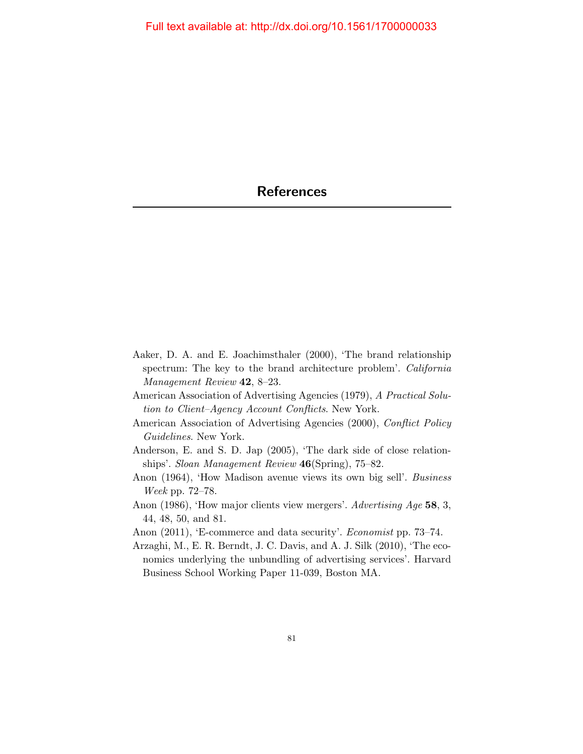# References

Aaker, D. A. and E. Joachimsthaler (2000), 'The brand relationship spectrum: The key to the brand architecture problem'. *California Management Review* **42**, 8–23.

American Association of Advertising Agencies (1979), *A Practical Solution to Client–Agency Account Conflicts*. New York.

American Association of Advertising Agencies (2000), *Conflict Policy Guidelines*. New York.

Anderson, E. and S. D. Jap (2005), 'The dark side of close relationships'. *Sloan Management Review* **46**(Spring), 75–82.

Anon (1964), 'How Madison avenue views its own big sell'. *Business Week* pp. 72–78.

Anon (1986), 'How major clients view mergers'. *Advertising Age* **58**, 3, 44, 48, 50, and 81.

Anon (2011), 'E-commerce and data security'. *Economist* pp. 73–74.

Arzaghi, M., E. R. Berndt, J. C. Davis, and A. J. Silk (2010), 'The economics underlying the unbundling of advertising services'. Harvard Business School Working Paper 11-039, Boston MA.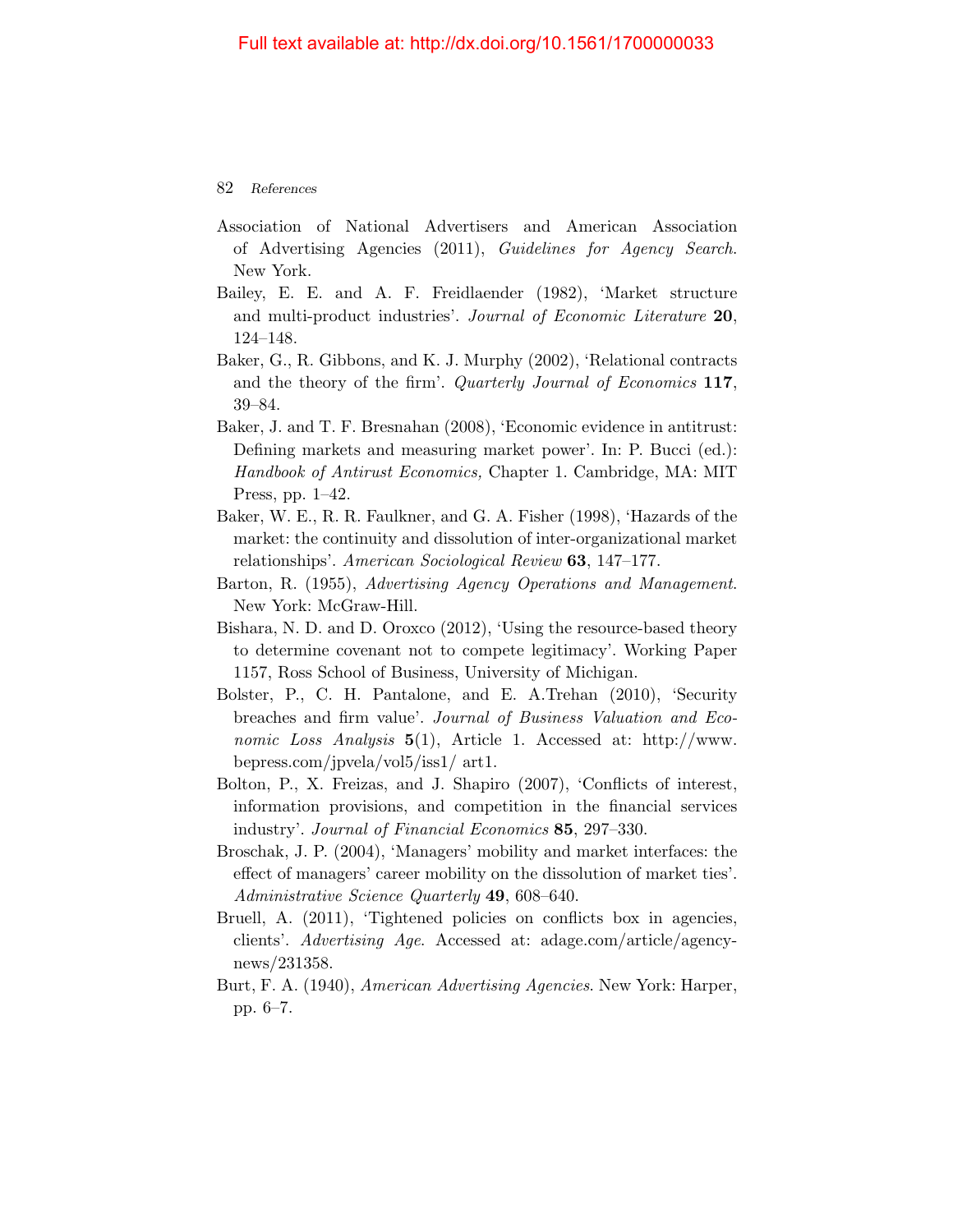Association of National Advertisers and American Association of Advertising Agencies (2011), *Guidelines for Agency Search*. New York.

Bailey, E. E. and A. F. Freidlaender (1982), 'Market structure and multi-product industries'. *Journal of Economic Literature* **20**, 124–148.

Baker, G., R. Gibbons, and K. J. Murphy (2002), 'Relational contracts and the theory of the firm'. *Quarterly Journal of Economics* **117**, 39–84.

Baker, J. and T. F. Bresnahan (2008), 'Economic evidence in antitrust: Defining markets and measuring market power'. In: P. Bucci (ed.): *Handbook of Antirust Economics,* Chapter 1. Cambridge, MA: MIT Press, pp. 1–42.

Baker, W. E., R. R. Faulkner, and G. A. Fisher (1998), 'Hazards of the market: the continuity and dissolution of inter-organizational market relationships'. *American Sociological Review* **63**, 147–177.

Barton, R. (1955), *Advertising Agency Operations and Management*. New York: McGraw-Hill.

Bishara, N. D. and D. Oroxco (2012), 'Using the resource-based theory to determine covenant not to compete legitimacy'. Working Paper 1157, Ross School of Business, University of Michigan.

Bolster, P., C. H. Pantalone, and E. A.Trehan (2010), 'Security breaches and firm value'. *Journal of Business Valuation and Economic Loss Analysis* **5**(1), Article 1. Accessed at: http://www.bepress.com/jpvela/vol5/iss1/ art1.

Bolton, P., X. Freizas, and J. Shapiro (2007), 'Conflicts of interest, information provisions, and competition in the financial services industry'. *Journal of Financial Economics* **85**, 297–330.

Broschak, J. P. (2004), 'Managers' mobility and market interfaces: the effect of managers' career mobility on the dissolution of market ties'. *Administrative Science Quarterly* **49**, 608–640.

Bruell, A. (2011), 'Tightened policies on conflicts box in agencies, clients'. *Advertising Age*. Accessed at: adage.com/article/agency-news/231358.

Burt, F. A. (1940), *American Advertising Agencies*. New York: Harper, pp. 6–7.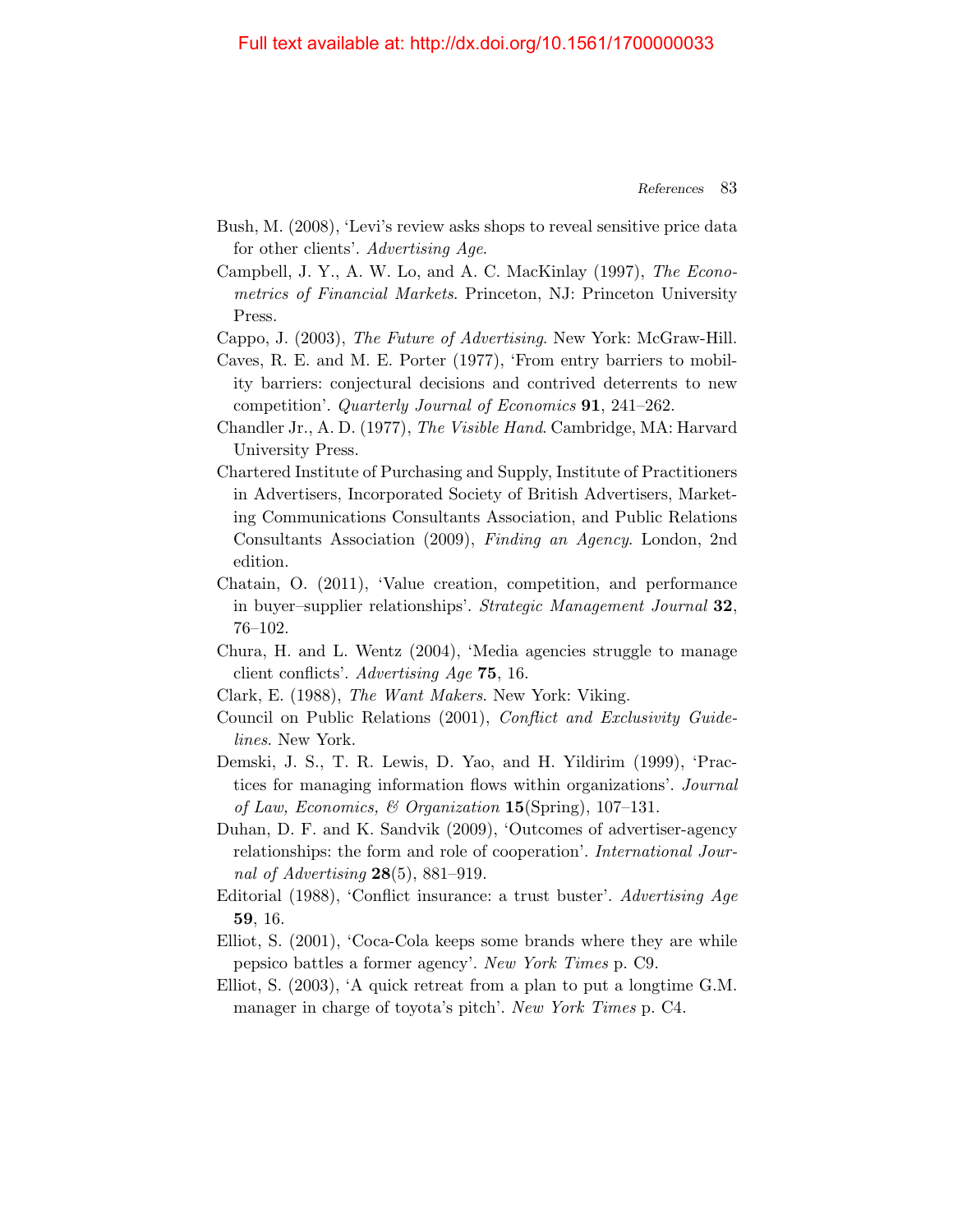Bush, M. (2008), 'Levi's review asks shops to reveal sensitive price data for other clients'. *Advertising Age*.

Campbell, J. Y., A. W. Lo, and A. C. MacKinlay (1997), *The Econometrics of Financial Markets*. Princeton, NJ: Princeton University Press.

Cappo, J. (2003), *The Future of Advertising*. New York: McGraw-Hill.

Caves, R. E. and M. E. Porter (1977), 'From entry barriers to mobility barriers: conjectural decisions and contrived deterrents to new competition'. *Quarterly Journal of Economics* **91**, 241–262.

Chandler Jr., A. D. (1977), *The Visible Hand*. Cambridge, MA: Harvard University Press.

Chartered Institute of Purchasing and Supply, Institute of Practitioners in Advertisers, Incorporated Society of British Advertisers, Marketing Communications Consultants Association, and Public Relations Consultants Association (2009), *Finding an Agency*. London, 2nd edition.

Chatain, O. (2011), 'Value creation, competition, and performance in buyer–supplier relationships'. *Strategic Management Journal* **32**, 76–102.

Chura, H. and L. Wentz (2004), 'Media agencies struggle to manage client conflicts'. *Advertising Age* **75**, 16.

Clark, E. (1988), *The Want Makers*. New York: Viking.

Council on Public Relations (2001), *Conflict and Exclusivity Guidelines*. New York.

Demski, J. S., T. R. Lewis, D. Yao, and H. Yildirim (1999), 'Practices for managing information flows within organizations'. *Journal of Law, Economics, & Organization* **15**(Spring), 107–131.

Duhan, D. F. and K. Sandvik (2009), 'Outcomes of advertiser-agency relationships: the form and role of cooperation'. *International Journal of Advertising* **28**(5), 881–919.

Editorial (1988), 'Conflict insurance: a trust buster'. *Advertising Age* **59**, 16.

Elliot, S. (2001), 'Coca-Cola keeps some brands where they are while pepsico battles a former agency'. *New York Times* p. C9.

Elliot, S. (2003), 'A quick retreat from a plan to put a longtime G.M. manager in charge of toyota's pitch'. *New York Times* p. C4.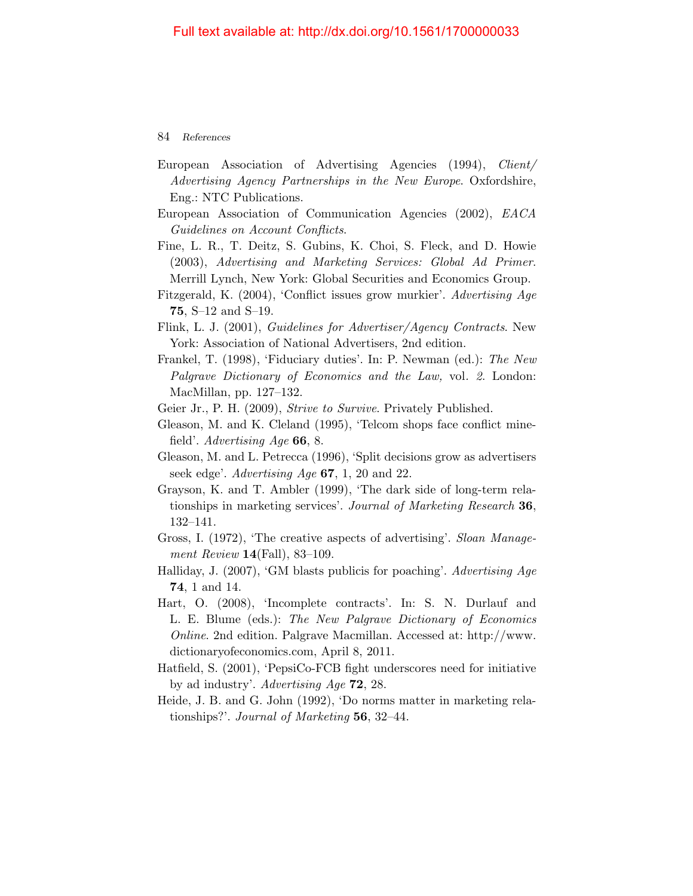European Association of Advertising Agencies (1994), *Client/ Advertising Agency Partnerships in the New Europe*. Oxfordshire, Eng.: NTC Publications.

European Association of Communication Agencies (2002), *EACA Guidelines on Account Conflicts*.

Fine, L. R., T. Deitz, S. Gubins, K. Choi, S. Fleck, and D. Howie (2003), *Advertising and Marketing Services: Global Ad Primer*. Merrill Lynch, New York: Global Securities and Economics Group.

Fitzgerald, K. (2004), 'Conflict issues grow murkier'. *Advertising Age* **75**, S–12 and S–19.

Flink, L. J. (2001), *Guidelines for Advertiser/Agency Contracts*. New York: Association of National Advertisers, 2nd edition.

Frankel, T. (1998), 'Fiduciary duties'. In: P. Newman (ed.): *The New Palgrave Dictionary of Economics and the Law,* vol. *2*. London: MacMillan, pp. 127–132.

Geier Jr., P. H. (2009), *Strive to Survive*. Privately Published.

Gleason, M. and K. Cleland (1995), 'Telcom shops face conflict minefield'. *Advertising Age* **66**, 8.

Gleason, M. and L. Petrecca (1996), 'Split decisions grow as advertisers seek edge'. *Advertising Age* **67**, 1, 20 and 22.

Grayson, K. and T. Ambler (1999), 'The dark side of long-term relationships in marketing services'. *Journal of Marketing Research* **36**, 132–141.

Gross, I. (1972), 'The creative aspects of advertising'. *Sloan Management Review* **14**(Fall), 83–109.

Halliday, J. (2007), 'GM blasts publicis for poaching'. *Advertising Age* **74**, 1 and 14.

Hart, O. (2008), 'Incomplete contracts'. In: S. N. Durlauf and L. E. Blume (eds.): *The New Palgrave Dictionary of Economics Online*. 2nd edition. Palgrave Macmillan. Accessed at: http://www.dictionaryofeconomics.com, April 8, 2011.

Hatfield, S. (2001), 'PepsiCo-FCB fight underscores need for initiative by ad industry'. *Advertising Age* **72**, 28.

Heide, J. B. and G. John (1992), 'Do norms matter in marketing relationships?'. *Journal of Marketing* **56**, 32–44.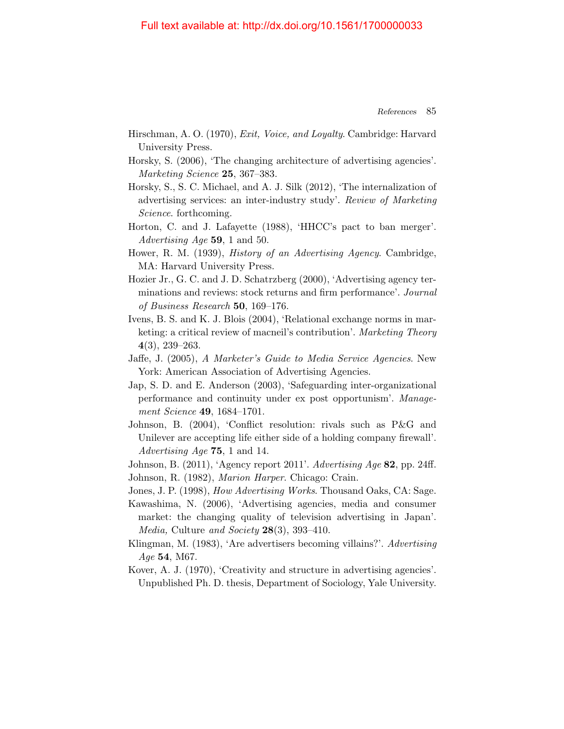Hirschman, A. O. (1970), *Exit, Voice, and Loyalty*. Cambridge: Harvard University Press.

Horsky, S. (2006), 'The changing architecture of advertising agencies'. *Marketing Science* **25**, 367–383.

Horsky, S., S. C. Michael, and A. J. Silk (2012), 'The internalization of advertising services: an inter-industry study'. *Review of Marketing Science*. forthcoming.

Horton, C. and J. Lafayette (1988), 'HHCC's pact to ban merger'. *Advertising Age* **59**, 1 and 50.

Hower, R. M. (1939), *History of an Advertising Agency*. Cambridge, MA: Harvard University Press.

Hozier Jr., G. C. and J. D. Schatrzberg (2000), 'Advertising agency terminations and reviews: stock returns and firm performance'. *Journal of Business Research* **50**, 169–176.

Ivens, B. S. and K. J. Blois (2004), 'Relational exchange norms in marketing: a critical review of macneil's contribution'. *Marketing Theory* **4**(3), 239–263.

Jaffe, J. (2005), *A Marketer's Guide to Media Service Agencies*. New York: American Association of Advertising Agencies.

Jap, S. D. and E. Anderson (2003), 'Safeguarding inter-organizational performance and continuity under ex post opportunism'. *Management Science* **49**, 1684–1701.

Johnson, B. (2004), 'Conflict resolution: rivals such as P&G and Unilever are accepting life either side of a holding company firewall'. *Advertising Age* **75**, 1 and 14.

Johnson, B. (2011), 'Agency report 2011'. *Advertising Age* **82**, pp. 24ff.

Johnson, R. (1982), *Marion Harper*. Chicago: Crain.

Jones, J. P. (1998), *How Advertising Works*. Thousand Oaks, CA: Sage.

Kawashima, N. (2006), 'Advertising agencies, media and consumer market: the changing quality of television advertising in Japan'. *Media,* Culture *and Society* **28**(3), 393–410.

Klingman, M. (1983), 'Are advertisers becoming villains?'. *Advertising Age* **54**, M67.

Kover, A. J. (1970), 'Creativity and structure in advertising agencies'. Unpublished Ph. D. thesis, Department of Sociology, Yale University.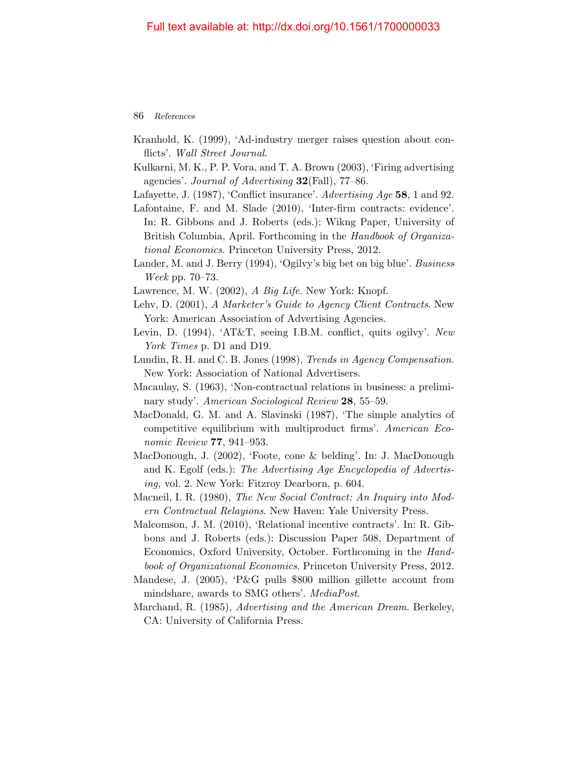Kranhold, K. (1999), 'Ad-industry merger raises question about conflicts'. *Wall Street Journal*.

Kulkarni, M. K., P. P. Vora, and T. A. Brown (2003), 'Firing advertising agencies'. *Journal of Advertising* **32**(Fall), 77–86.

Lafayette, J. (1987), 'Conflict insurance'. *Advertising Age* **58**, 1 and 92.

Lafontaine, F. and M. Slade (2010), 'Inter-firm contracts: evidence'. In: R. Gibbons and J. Roberts (eds.): Wikng Paper, University of British Columbia, April. Forthcoming in the *Handbook of Organizational Economics*. Princeton University Press, 2012.

Lander, M. and J. Berry (1994), 'Ogilvy's big bet on big blue'. *Business Week* pp. 70–73.

Lawrence, M. W. (2002), *A Big Life*. New York: Knopf.

Lehv, D. (2001), *A Marketer's Guide to Agency Client Contracts*. New York: American Association of Advertising Agencies.

Levin, D. (1994), 'AT&T, seeing I.B.M. conflict, quits ogilvy'. *New York Times* p. D1 and D19.

Lundin, R. H. and C. B. Jones (1998), *Trends in Agency Compensation*. New York: Association of National Advertisers.

Macaulay, S. (1963), 'Non-contractual relations in business: a preliminary study'. *American Sociological Review* **28**, 55–59.

MacDonald, G. M. and A. Slavinski (1987), 'The simple analytics of competitive equilibrium with multiproduct firms'. *American Economic Review* **77**, 941–953.

MacDonough, J. (2002), 'Foote, cone & belding'. In: J. MacDonough and K. Egolf (eds.): *The Advertising Age Encyclopedia of Advertising,* vol. 2. New York: Fitzroy Dearborn, p. 604.

Macneil, I. R. (1980), *The New Social Contract: An Inquiry into Modern Contractual Relayions*. New Haven: Yale University Press.

Malcomson, J. M. (2010), 'Relational incentive contracts'. In: R. Gibbons and J. Roberts (eds.): Discussion Paper 508, Department of Economics, Oxford University, October. Forthcoming in the *Handbook of Organizational Economics*. Princeton University Press, 2012.

Mandese, J. (2005), 'P&G pulls $800 million gillette account from mindshare, awards to SMG others'. *MediaPost*.

Marchand, R. (1985), *Advertising and the American Dream*. Berkeley, CA: University of California Press.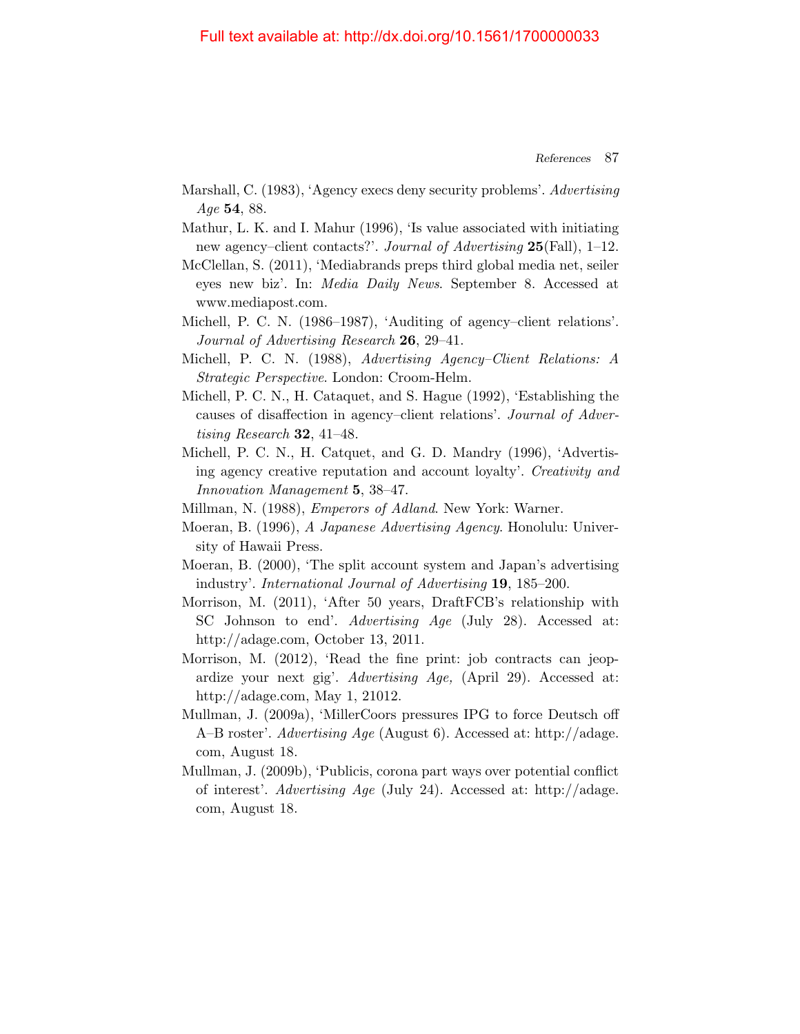Full text available at: http://dx.doi.org/10.1561/1700000033

Marshall, C. (1983), 'Agency execs deny security problems'. *Advertising Age* **54**, 88.

Mathur, L. K. and I. Mahur (1996), 'Is value associated with initiating new agency–client contacts?'. *Journal of Advertising* **25**(Fall), 1–12.

McClellan, S. (2011), 'Mediabrands preps third global media net, seiler eyes new biz'. In: *Media Daily News*. September 8. Accessed at www.mediapost.com.

Michell, P. C. N. (1986–1987), 'Auditing of agency–client relations'. *Journal of Advertising Research* **26**, 29–41.

Michell, P. C. N. (1988), *Advertising Agency–Client Relations: A Strategic Perspective*. London: Croom-Helm.

Michell, P. C. N., H. Cataquet, and S. Hague (1992), 'Establishing the causes of disaffection in agency–client relations'. *Journal of Advertising Research* **32**, 41–48.

Michell, P. C. N., H. Catquet, and G. D. Mandry (1996), 'Advertising agency creative reputation and account loyalty'. *Creativity and Innovation Management* **5**, 38–47.

Millman, N. (1988), *Emperors of Adland*. New York: Warner.

Moeran, B. (1996), *A Japanese Advertising Agency*. Honolulu: University of Hawaii Press.

Moeran, B. (2000), 'The split account system and Japan's advertising industry'. *International Journal of Advertising* **19**, 185–200.

Morrison, M. (2011), 'After 50 years, DraftFCB's relationship with SC Johnson to end'. *Advertising Age* (July 28). Accessed at: http://adage.com, October 13, 2011.

Morrison, M. (2012), 'Read the fine print: job contracts can jeopardize your next gig'. *Advertising Age,* (April 29). Accessed at: http://adage.com, May 1, 21012.

Mullman, J. (2009a), 'MillerCoors pressures IPG to force Deutsch off A–B roster'. *Advertising Age* (August 6). Accessed at: http://adage.com, August 18.

Mullman, J. (2009b), 'Publicis, corona part ways over potential conflict of interest'. *Advertising Age* (July 24). Accessed at: http://adage.com, August 18.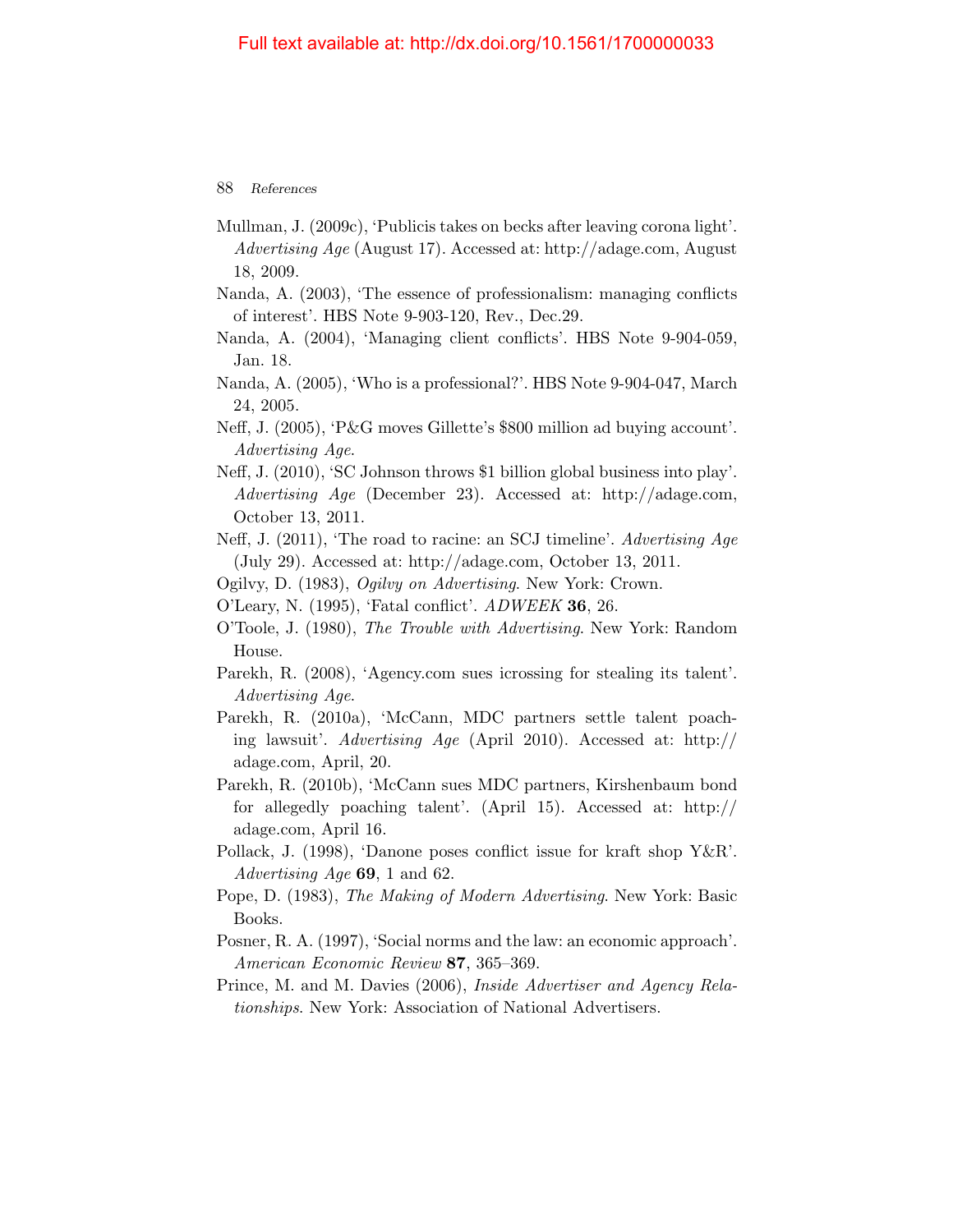Mullman, J. (2009c), 'Publicis takes on becks after leaving corona light'. *Advertising Age* (August 17). Accessed at: http://adage.com, August 18, 2009.

Nanda, A. (2003), 'The essence of professionalism: managing conflicts of interest'. HBS Note 9-903-120, Rev., Dec.29.

Nanda, A. (2004), 'Managing client conflicts'. HBS Note 9-904-059, Jan. 18.

Nanda, A. (2005), 'Who is a professional?'. HBS Note 9-904-047, March 24, 2005.

Neff, J. (2005), 'P&G moves Gillette's $800 million ad buying account'. *Advertising Age*.

Neff, J. (2010), 'SC Johnson throws $1 billion global business into play'. *Advertising Age* (December 23). Accessed at: http://adage.com, October 13, 2011.

Neff, J. (2011), 'The road to racine: an SCJ timeline'. *Advertising Age* (July 29). Accessed at: http://adage.com, October 13, 2011.

Ogilvy, D. (1983), *Ogilvy on Advertising*. New York: Crown.

O'Leary, N. (1995), 'Fatal conflict'. *ADWEEK* **36**, 26.

O'Toole, J. (1980), *The Trouble with Advertising*. New York: Random House.

Parekh, R. (2008), 'Agency.com sues icrossing for stealing its talent'. *Advertising Age*.

Parekh, R. (2010a), 'McCann, MDC partners settle talent poaching lawsuit'. *Advertising Age* (April 2010). Accessed at: http://adage.com, April, 20.

Parekh, R. (2010b), 'McCann sues MDC partners, Kirshenbaum bond for allegedly poaching talent'. (April 15). Accessed at: http://adage.com, April 16.

Pollack, J. (1998), 'Danone poses conflict issue for kraft shop Y&R'. *Advertising Age* **69**, 1 and 62.

Pope, D. (1983), *The Making of Modern Advertising*. New York: Basic Books.

Posner, R. A. (1997), 'Social norms and the law: an economic approach'. *American Economic Review* **87**, 365–369.

Prince, M. and M. Davies (2006), *Inside Advertiser and Agency Relationships*. New York: Association of National Advertisers.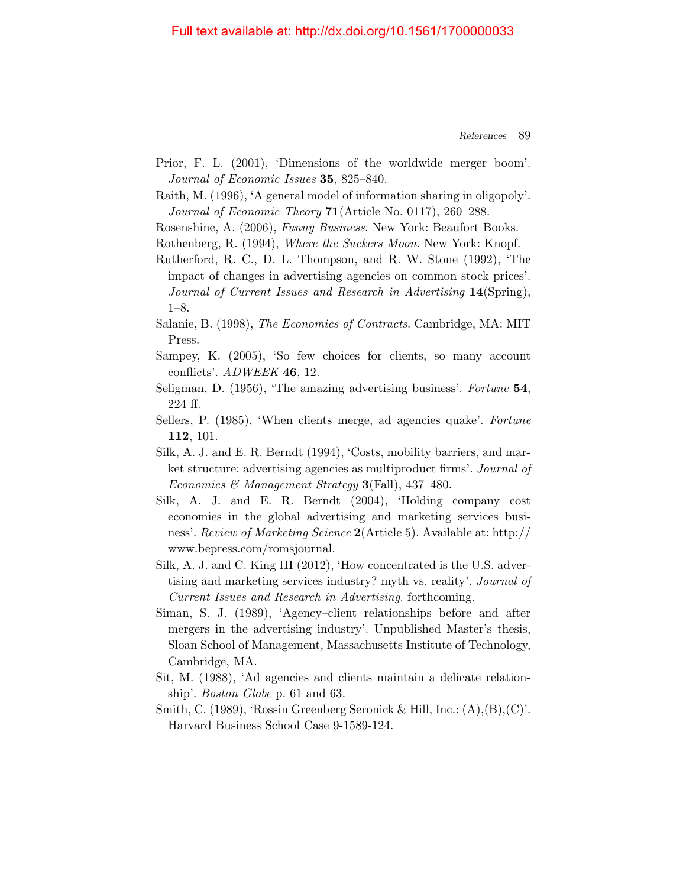Full text available at: http://dx.doi.org/10.1561/1700000033

Prior, F. L. (2001), 'Dimensions of the worldwide merger boom'. *Journal of Economic Issues* **35**, 825–840.

Raith, M. (1996), 'A general model of information sharing in oligopoly'. *Journal of Economic Theory* **71**(Article No. 0117), 260–288.

Rosenshine, A. (2006), *Funny Business*. New York: Beaufort Books.

Rothenberg, R. (1994), *Where the Suckers Moon*. New York: Knopf.

Rutherford, R. C., D. L. Thompson, and R. W. Stone (1992), 'The impact of changes in advertising agencies on common stock prices'. *Journal of Current Issues and Research in Advertising* **14**(Spring), 1–8.

Salanie, B. (1998), *The Economics of Contracts*. Cambridge, MA: MIT Press.

Sampey, K. (2005), 'So few choices for clients, so many account conflicts'. *ADWEEK* **46**, 12.

Seligman, D. (1956), 'The amazing advertising business'. *Fortune* **54**, 224 ff.

Sellers, P. (1985), 'When clients merge, ad agencies quake'. *Fortune* **112**, 101.

Silk, A. J. and E. R. Berndt (1994), 'Costs, mobility barriers, and market structure: advertising agencies as multiproduct firms'. *Journal of Economics & Management Strategy* **3**(Fall), 437–480.

Silk, A. J. and E. R. Berndt (2004), 'Holding company cost economies in the global advertising and marketing services business'. *Review of Marketing Science* **2**(Article 5). Available at: http://www.bepress.com/romsjournal.

Silk, A. J. and C. King III (2012), 'How concentrated is the U.S. advertising and marketing services industry? myth vs. reality'. *Journal of Current Issues and Research in Advertising*. forthcoming.

Siman, S. J. (1989), 'Agency–client relationships before and after mergers in the advertising industry'. Unpublished Master's thesis, Sloan School of Management, Massachusetts Institute of Technology, Cambridge, MA.

Sit, M. (1988), 'Ad agencies and clients maintain a delicate relationship'. *Boston Globe* p. 61 and 63.

Smith, C. (1989), 'Rossin Greenberg Seronick & Hill, Inc.: (A),(B),(C)'. Harvard Business School Case 9-1589-124.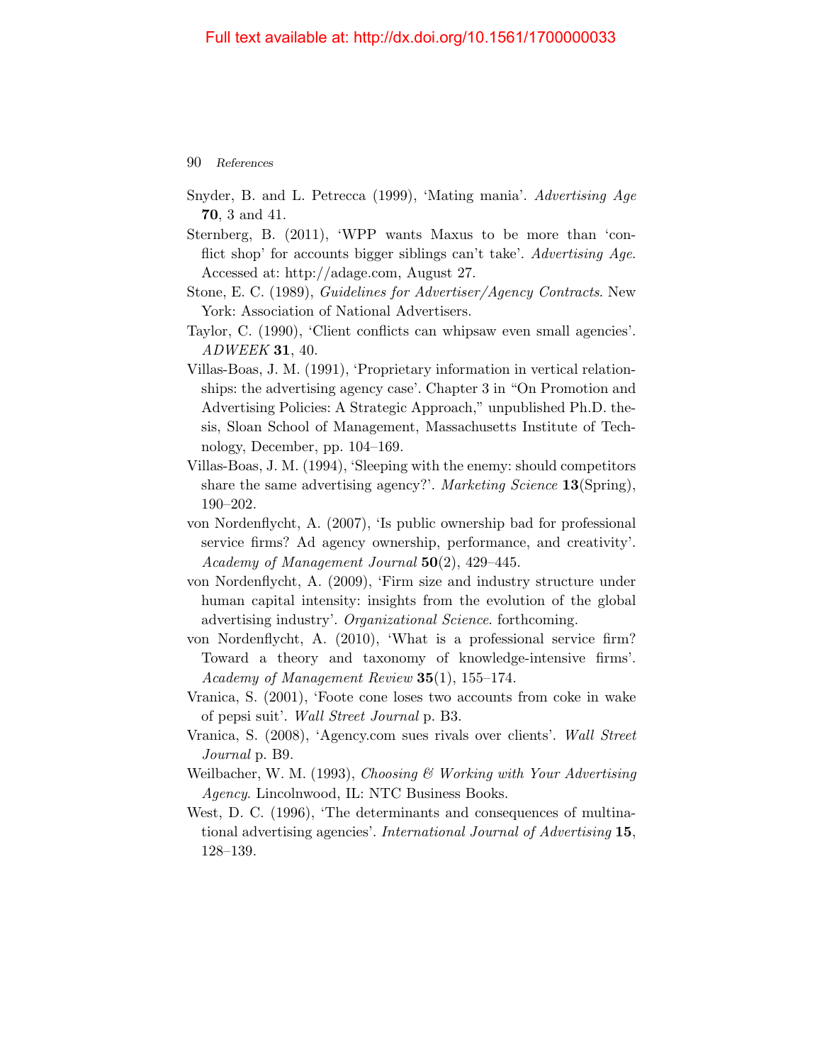Snyder, B. and L. Petrecca (1999), 'Mating mania'. *Advertising Age* **70**, 3 and 41.

Sternberg, B. (2011), 'WPP wants Maxus to be more than 'conflict shop' for accounts bigger siblings can't take'. *Advertising Age*. Accessed at: http://adage.com, August 27.

Stone, E. C. (1989), *Guidelines for Advertiser/Agency Contracts*. New York: Association of National Advertisers.

Taylor, C. (1990), 'Client conflicts can whipsaw even small agencies'. *ADWEEK* **31**, 40.

Villas-Boas, J. M. (1991), 'Proprietary information in vertical relationships: the advertising agency case'. Chapter 3 in "On Promotion and Advertising Policies: A Strategic Approach," unpublished Ph.D. thesis, Sloan School of Management, Massachusetts Institute of Technology, December, pp. 104–169.

Villas-Boas, J. M. (1994), 'Sleeping with the enemy: should competitors share the same advertising agency?'. *Marketing Science* **13**(Spring), 190–202.

von Nordenflycht, A. (2007), 'Is public ownership bad for professional service firms? Ad agency ownership, performance, and creativity'. *Academy of Management Journal* **50**(2), 429–445.

von Nordenflycht, A. (2009), 'Firm size and industry structure under human capital intensity: insights from the evolution of the global advertising industry'. *Organizational Science*. forthcoming.

von Nordenflycht, A. (2010), 'What is a professional service firm? Toward a theory and taxonomy of knowledge-intensive firms'. *Academy of Management Review* **35**(1), 155–174.

Vranica, S. (2001), 'Foote cone loses two accounts from coke in wake of pepsi suit'. *Wall Street Journal* p. B3.

Vranica, S. (2008), 'Agency.com sues rivals over clients'. *Wall Street Journal* p. B9.

Weilbacher, W. M. (1993), *Choosing & Working with Your Advertising Agency*. Lincolnwood, IL: NTC Business Books.

West, D. C. (1996), 'The determinants and consequences of multinational advertising agencies'. *International Journal of Advertising* **15**, 128–139.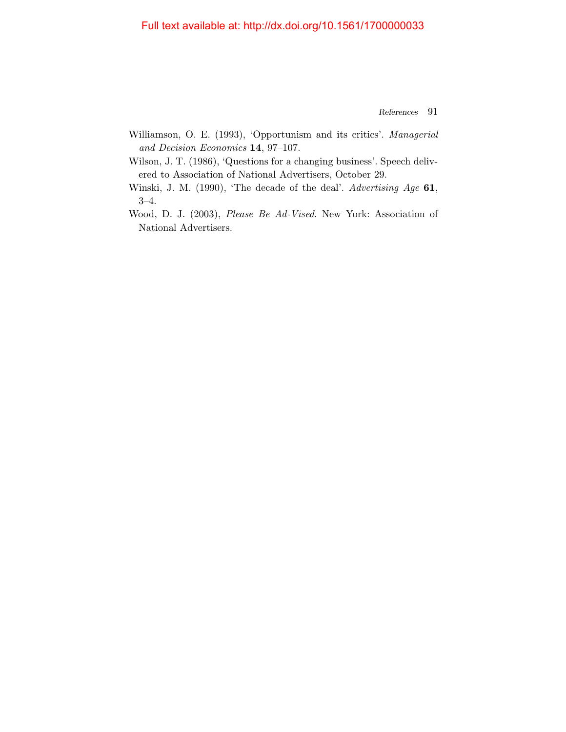Williamson, O. E. (1993), 'Opportunism and its critics'. *Managerial and Decision Economics* **14**, 97–107.

Wilson, J. T. (1986), 'Questions for a changing business'. Speech delivered to Association of National Advertisers, October 29.

Winski, J. M. (1990), 'The decade of the deal'. *Advertising Age* **61**, 3–4.

Wood, D. J. (2003), *Please Be Ad-Vised*. New York: Association of National Advertisers.